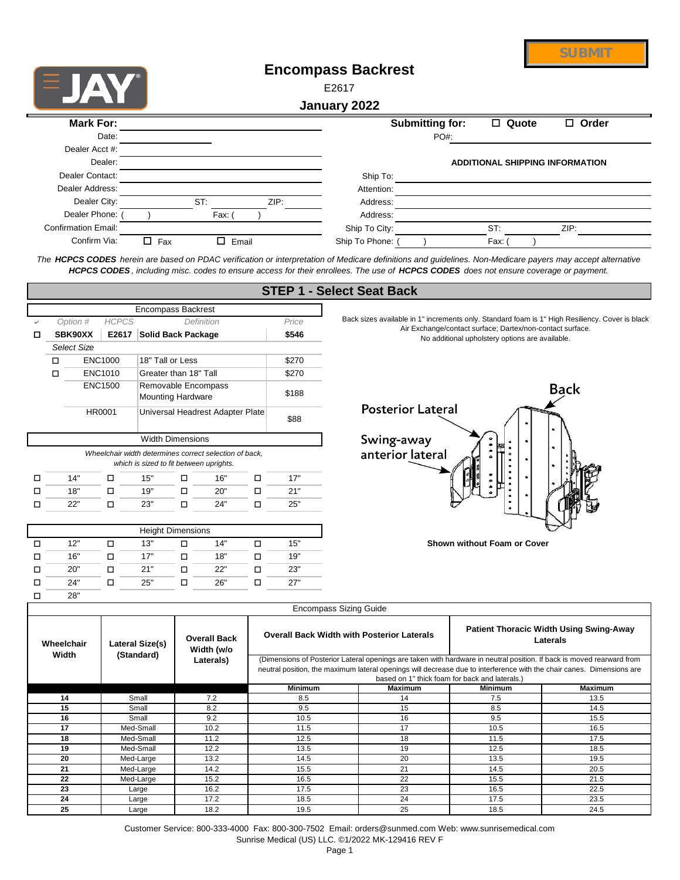SUBMIT

# Encompass Backrest

E2617

**January 2022**

| **Mark For:** | | **Submitting for:** | ☐ Quote | ☐ Order |
|---|---|---|---|---|
| Date: | | PO#: | | |
| Dealer Acct #: | | | | |
| Dealer: | | **ADDITIONAL SHIPPING INFORMATION** | | |
| Dealer Contact: | | Ship To: | | |
| Dealer Address: | | Attention: | | |
| Dealer City: | ST: ZIP: | Address: | | |
| Dealer Phone: ( ) | Fax: ( ) | Address: | | |
| Confirmation Email: | | Ship To City: | ST: | ZIP: |
| Confirm Via: | ☐ Fax ☐ Email | Ship To Phone: ( ) | Fax: ( ) | |

*The **HCPCS CODES** herein are based on PDAC verification or interpretation of Medicare definitions and guidelines. Non-Medicare payers may accept alternative **HCPCS CODES**, including misc. codes to ensure access for their enrollees. The use of **HCPCS CODES** does not ensure coverage or payment.*

## STEP 1 - Select Seat Back

| | Encompass Backrest | | | |
|---|---|---|---|---|
| ✔ | *Option #* | *HCPCS* | *Definition* | *Price* |
| ☐ | **SBK90XX** | **E2617** | **Solid Back Package** | **$546** |
| | *Select Size* | | | |
| ☐ | ENC1000 | | 18" Tall or Less | $270 |
| ☐ | ENC1010 | | Greater than 18" Tall | $270 |
| | ENC1500 | | Removable Encompass Mounting Hardware | $188 |
| | HR0001 | | Universal Headrest Adapter Plate | $88 |

Back sizes available in 1" increments only. Standard foam is 1" High Resiliency. Cover is black Air Exchange/contact surface; Dartex/non-contact surface.
No additional upholstery options are available.

Back
Posterior Lateral
Swing-away anterior lateral

**Shown without Foam or Cover**

**Width Dimensions**

*Wheelchair width determines correct selection of back, which is sized to fit between uprights.*

| | | | | | | | |
|---|---|---|---|---|---|---|---|
| ☐ | 14" | ☐ | 15" | ☐ | 16" | ☐ | 17" |
| ☐ | 18" | ☐ | 19" | ☐ | 20" | ☐ | 21" |
| ☐ | 22" | ☐ | 23" | ☐ | 24" | ☐ | 25" |

**Height Dimensions**

| | | | | | | | |
|---|---|---|---|---|---|---|---|
| ☐ | 12" | ☐ | 13" | ☐ | 14" | ☐ | 15" |
| ☐ | 16" | ☐ | 17" | ☐ | 18" | ☐ | 19" |
| ☐ | 20" | ☐ | 21" | ☐ | 22" | ☐ | 23" |
| ☐ | 24" | ☐ | 25" | ☐ | 26" | ☐ | 27" |
| ☐ | 28" | | | | | | |

**Encompass Sizing Guide**

(Dimensions of Posterior Lateral openings are taken with hardware in neutral position. If back is moved rearward from neutral position, the maximum lateral openings will decrease due to interference with the chair canes. Dimensions are based on 1" thick foam for back and laterals.)

| **Wheelchair Width** | **Lateral Size(s) (Standard)** | **Overall Back Width (w/o Laterals)** | **Overall Back Width with Posterior Laterals** | | **Patient Thoracic Width Using Swing-Away Laterals** | |
|---|---|---|---|---|---|---|
| | | | **Minimum** | **Maximum** | **Minimum** | **Maximum** |
| **14** | Small | 7.2 | 8.5 | 14 | 7.5 | 13.5 |
| **15** | Small | 8.2 | 9.5 | 15 | 8.5 | 14.5 |
| **16** | Small | 9.2 | 10.5 | 16 | 9.5 | 15.5 |
| **17** | Med-Small | 10.2 | 11.5 | 17 | 10.5 | 16.5 |
| **18** | Med-Small | 11.2 | 12.5 | 18 | 11.5 | 17.5 |
| **19** | Med-Small | 12.2 | 13.5 | 19 | 12.5 | 18.5 |
| **20** | Med-Large | 13.2 | 14.5 | 20 | 13.5 | 19.5 |
| **21** | Med-Large | 14.2 | 15.5 | 21 | 14.5 | 20.5 |
| **22** | Med-Large | 15.2 | 16.5 | 22 | 15.5 | 21.5 |
| **23** | Large | 16.2 | 17.5 | 23 | 16.5 | 22.5 |
| **24** | Large | 17.2 | 18.5 | 24 | 17.5 | 23.5 |
| **25** | Large | 18.2 | 19.5 | 25 | 18.5 | 24.5 |

Customer Service: 800-333-4000 Fax: 800-300-7502 Email: orders@sunmed.com Web: www.sunrisemedical.com
Sunrise Medical (US) LLC. ©1/2022 MK-129416 REV F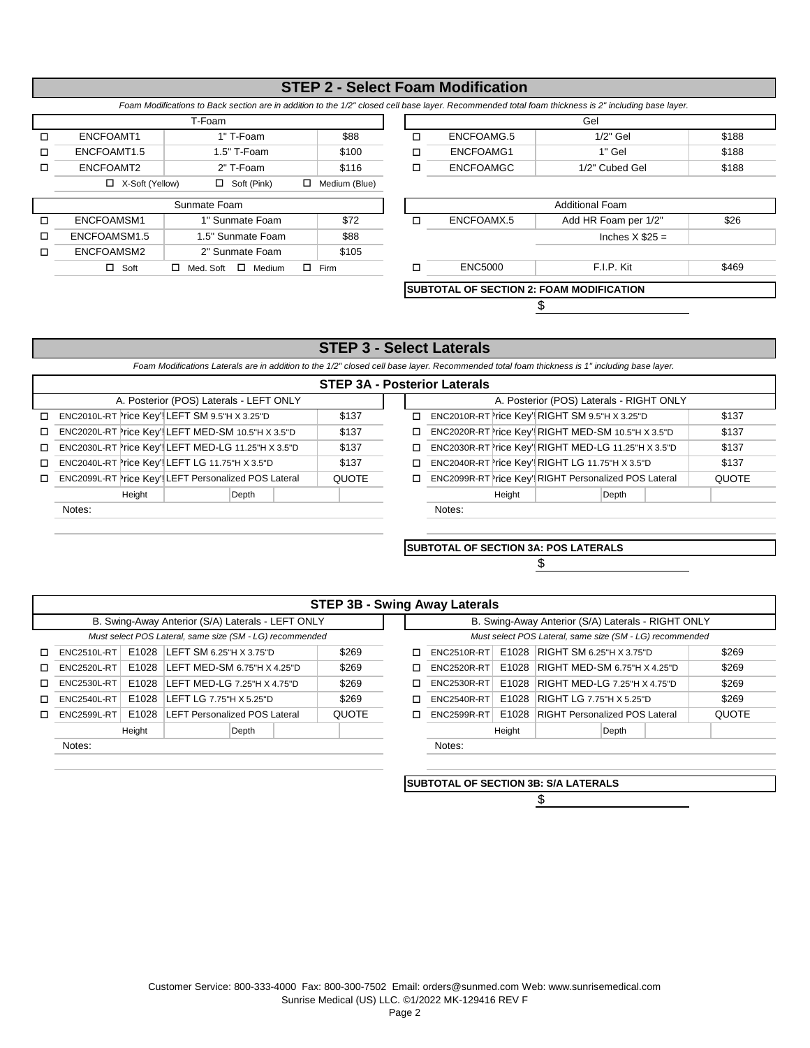## STEP 2 - Select Foam Modification

*Foam Modifications to Back section are in addition to the 1/2" closed cell base layer. Recommended total foam thickness is 2" including base layer.*

| T-Foam | | | |
|---|---|---|---|
| ☐ | ENCFOAMT1 | 1" T-Foam | $88 |
| ☐ | ENCFOAMT1.5 | 1.5" T-Foam | $100 |
| ☐ | ENCFOAMT2 | 2" T-Foam | $116 |
| | ☐ X-Soft (Yellow) | ☐ Soft (Pink) | ☐ Medium (Blue) |

| Sunmate Foam | | | |
|---|---|---|---|
| ☐ | ENCFOAMSM1 | 1" Sunmate Foam | $72 |
| ☐ | ENCFOAMSM1.5 | 1.5" Sunmate Foam | $88 |
| ☐ | ENCFOAMSM2 | 2" Sunmate Foam | $105 |
| | ☐ Soft | ☐ Med. Soft ☐ Medium | ☐ Firm |

| Gel | | | |
|---|---|---|---|
| ☐ | ENCFOAMG.5 | 1/2" Gel | $188 |
| ☐ | ENCFOAMG1 | 1" Gel | $188 |
| ☐ | ENCFOAMGC | 1/2" Cubed Gel | $188 |

| Additional Foam | | | |
|---|---|---|---|
| ☐ | ENCFOAMX.5 | Add HR Foam per 1/2" | $26 |
| | | Inches X $25 = | |
| ☐ | ENC5000 | F.I.P. Kit | $469 |

**SUBTOTAL OF SECTION 2: FOAM MODIFICATION**

$ ____________

## STEP 3 - Select Laterals

*Foam Modifications Laterals are in addition to the 1/2" closed cell base layer. Recommended total foam thickness is 1" including base layer.*

### STEP 3A - Posterior Laterals

| A. Posterior (POS) Laterals - LEFT ONLY | | | | |
|---|---|---|---|---|
| ☐ | ENC2010L-RT | Price Key | LEFT SM 9.5"H X 3.25"D | $137 |
| ☐ | ENC2020L-RT | Price Key | LEFT MED-SM 10.5"H X 3.5"D | $137 |
| ☐ | ENC2030L-RT | Price Key | LEFT MED-LG 11.25"H X 3.5"D | $137 |
| ☐ | ENC2040L-RT | Price Key | LEFT LG 11.75"H X 3.5"D | $137 |
| ☐ | ENC2099L-RT | Price Key | LEFT Personalized POS Lateral | QUOTE |
| | Height | | Depth | |

Notes:

| A. Posterior (POS) Laterals - RIGHT ONLY | | | | |
|---|---|---|---|---|
| ☐ | ENC2010R-RT | Price Key | RIGHT SM 9.5"H X 3.25"D | $137 |
| ☐ | ENC2020R-RT | Price Key | RIGHT MED-SM 10.5"H X 3.5"D | $137 |
| ☐ | ENC2030R-RT | Price Key | RIGHT MED-LG 11.25"H X 3.5"D | $137 |
| ☐ | ENC2040R-RT | Price Key | RIGHT LG 11.75"H X 3.5"D | $137 |
| ☐ | ENC2099R-RT | Price Key | RIGHT Personalized POS Lateral | QUOTE |
| | Height | | Depth | |

Notes:

**SUBTOTAL OF SECTION 3A: POS LATERALS**

$ ____________

### STEP 3B - Swing Away Laterals

| B. Swing-Away Anterior (S/A) Laterals - LEFT ONLY | | | | |
|---|---|---|---|---|
| *Must select POS Lateral, same size (SM - LG) recommended* | | | | |
| ☐ | ENC2510L-RT | E1028 | LEFT SM 6.25"H X 3.75"D | $269 |
| ☐ | ENC2520L-RT | E1028 | LEFT MED-SM 6.75"H X 4.25"D | $269 |
| ☐ | ENC2530L-RT | E1028 | LEFT MED-LG 7.25"H X 4.75"D | $269 |
| ☐ | ENC2540L-RT | E1028 | LEFT LG 7.75"H X 5.25"D | $269 |
| ☐ | ENC2599L-RT | E1028 | LEFT Personalized POS Lateral | QUOTE |
| | Height | | Depth | |

Notes:

| B. Swing-Away Anterior (S/A) Laterals - RIGHT ONLY | | | | |
|---|---|---|---|---|
| *Must select POS Lateral, same size (SM - LG) recommended* | | | | |
| ☐ | ENC2510R-RT | E1028 | RIGHT SM 6.25"H X 3.75"D | $269 |
| ☐ | ENC2520R-RT | E1028 | RIGHT MED-SM 6.75"H X 4.25"D | $269 |
| ☐ | ENC2530R-RT | E1028 | RIGHT MED-LG 7.25"H X 4.75"D | $269 |
| ☐ | ENC2540R-RT | E1028 | RIGHT LG 7.75"H X 5.25"D | $269 |
| ☐ | ENC2599R-RT | E1028 | RIGHT Personalized POS Lateral | QUOTE |
| | Height | | Depth | |

Notes:

**SUBTOTAL OF SECTION 3B: S/A LATERALS**

$ ____________

Customer Service: 800-333-4000 Fax: 800-300-7502 Email: orders@sunmed.com Web: www.sunrisemedical.com
Sunrise Medical (US) LLC. ©1/2022 MK-129416 REV F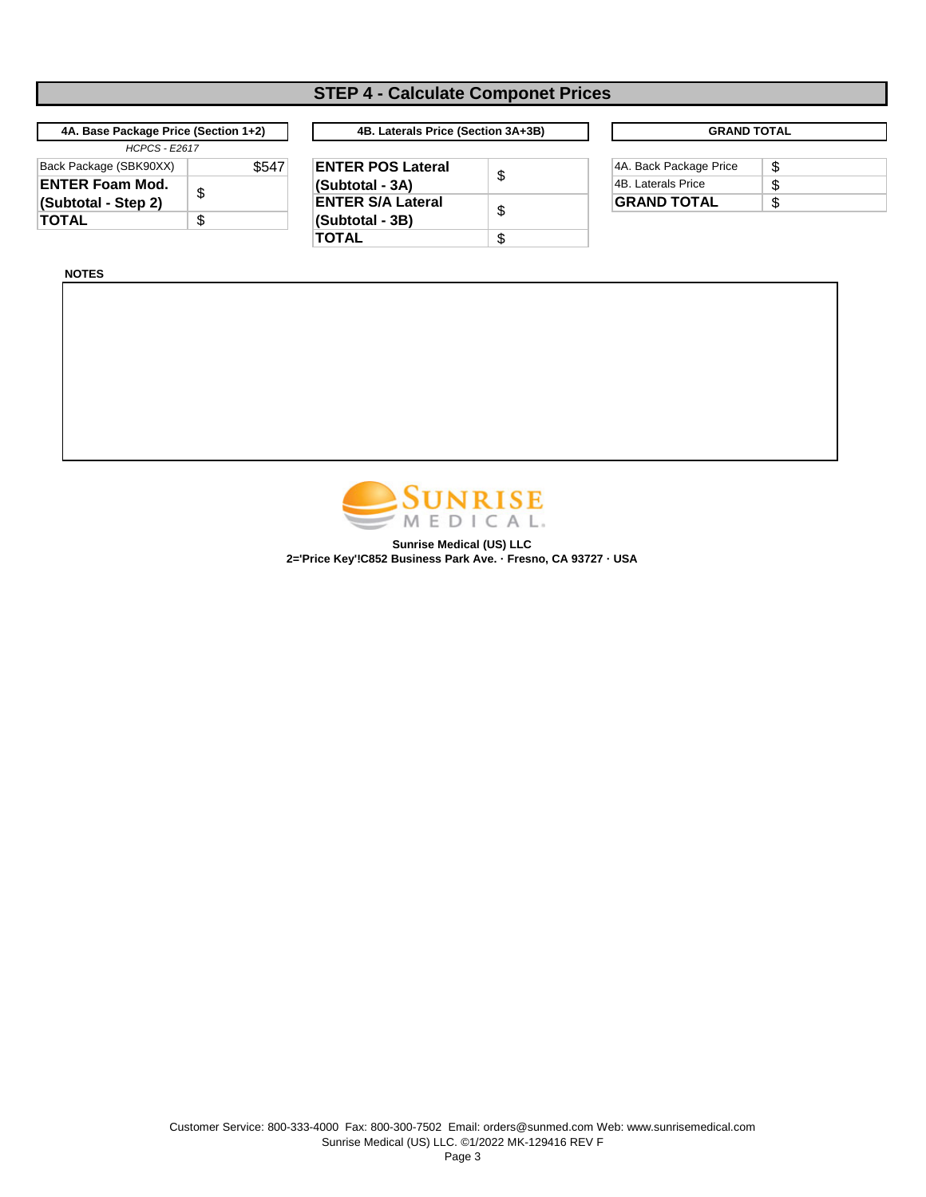# STEP 4 - Calculate Componet Prices

**4A. Base Package Price (Section 1+2)**

*HCPCS - E2617*

| | |
|---|---|
| Back Package (SBK90XX) | $547 |
| **ENTER Foam Mod. (Subtotal - Step 2)** | $ |
| **TOTAL** | $ |

**4B. Laterals Price (Section 3A+3B)**

| | |
|---|---|
| **ENTER POS Lateral (Subtotal - 3A)** | $ |
| **ENTER S/A Lateral (Subtotal - 3B)** | $ |
| **TOTAL** | $ |

**GRAND TOTAL**

| | |
|---|---|
| 4A. Back Package Price | $ |
| 4B. Laterals Price | $ |
| **GRAND TOTAL** | $ |

**NOTES**

SUNRISE MEDICAL.

**Sunrise Medical (US) LLC**
**2='Price Key'!C852 Business Park Ave. · Fresno, CA 93727 · USA**

Customer Service: 800-333-4000 Fax: 800-300-7502 Email: orders@sunmed.com Web: www.sunrisemedical.com
Sunrise Medical (US) LLC. ©1/2022 MK-129416 REV F